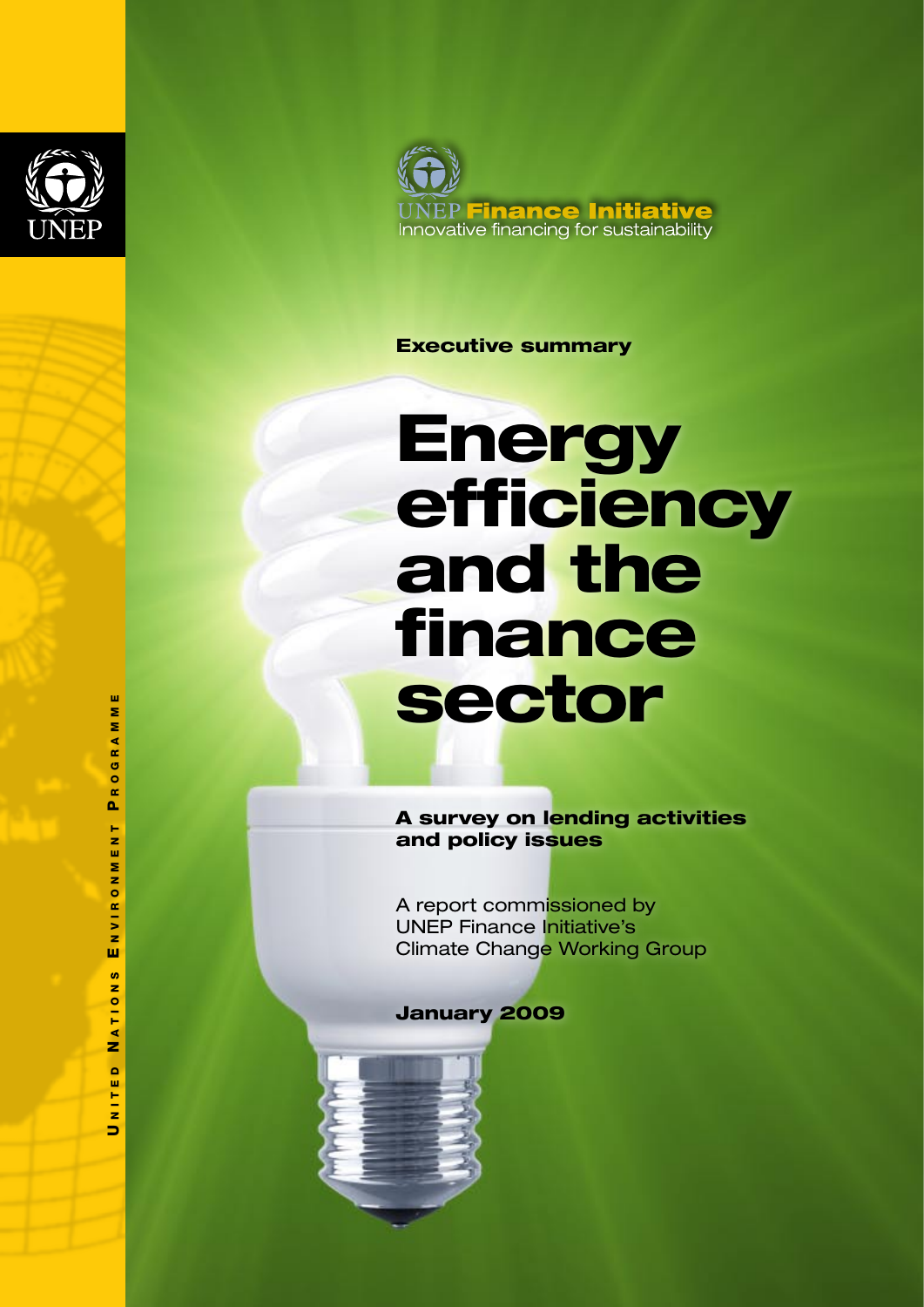UNEP

UNEP Finance Initiative
Innovative financing for sustainability

**Executive summary**

# Energy efficiency and the finance sector

**A survey on lending activities and policy issues**

A report commissioned by UNEP Finance Initiative's Climate Change Working Group

**January 2009**

United Nations Environment Programme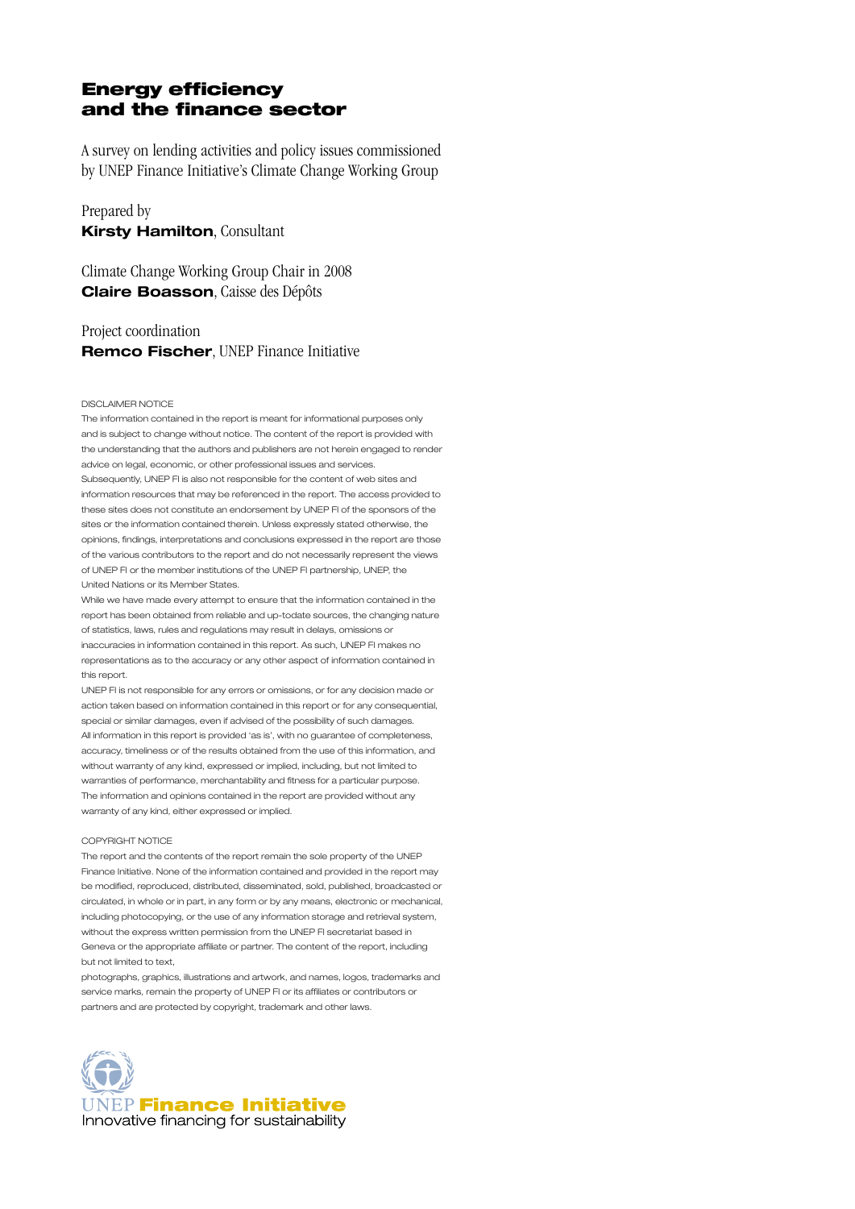# Energy efficiency and the finance sector

A survey on lending activities and policy issues commissioned by UNEP Finance Initiative's Climate Change Working Group

Prepared by
**Kirsty Hamilton**, Consultant

Climate Change Working Group Chair in 2008
**Claire Boasson**, Caisse des Dépôts

Project coordination
**Remco Fischer**, UNEP Finance Initiative

DISCLAIMER NOTICE

The information contained in the report is meant for informational purposes only and is subject to change without notice. The content of the report is provided with the understanding that the authors and publishers are not herein engaged to render advice on legal, economic, or other professional issues and services.

Subsequently, UNEP FI is also not responsible for the content of web sites and information resources that may be referenced in the report. The access provided to these sites does not constitute an endorsement by UNEP FI of the sponsors of the sites or the information contained therein. Unless expressly stated otherwise, the opinions, findings, interpretations and conclusions expressed in the report are those of the various contributors to the report and do not necessarily represent the views of UNEP FI or the member institutions of the UNEP FI partnership, UNEP, the United Nations or its Member States.

While we have made every attempt to ensure that the information contained in the report has been obtained from reliable and up-todate sources, the changing nature of statistics, laws, rules and regulations may result in delays, omissions or inaccuracies in information contained in this report. As such, UNEP FI makes no representations as to the accuracy or any other aspect of information contained in this report.

UNEP FI is not responsible for any errors or omissions, or for any decision made or action taken based on information contained in this report or for any consequential, special or similar damages, even if advised of the possibility of such damages.

All information in this report is provided 'as is', with no guarantee of completeness, accuracy, timeliness or of the results obtained from the use of this information, and without warranty of any kind, expressed or implied, including, but not limited to warranties of performance, merchantability and fitness for a particular purpose.

The information and opinions contained in the report are provided without any warranty of any kind, either expressed or implied.

COPYRIGHT NOTICE

The report and the contents of the report remain the sole property of the UNEP Finance Initiative. None of the information contained and provided in the report may be modified, reproduced, distributed, disseminated, sold, published, broadcasted or circulated, in whole or in part, in any form or by any means, electronic or mechanical, including photocopying, or the use of any information storage and retrieval system, without the express written permission from the UNEP FI secretariat based in Geneva or the appropriate affiliate or partner. The content of the report, including but not limited to text,

photographs, graphics, illustrations and artwork, and names, logos, trademarks and service marks, remain the property of UNEP FI or its affiliates or contributors or partners and are protected by copyright, trademark and other laws.

UNEP **Finance Initiative**
Innovative financing for sustainability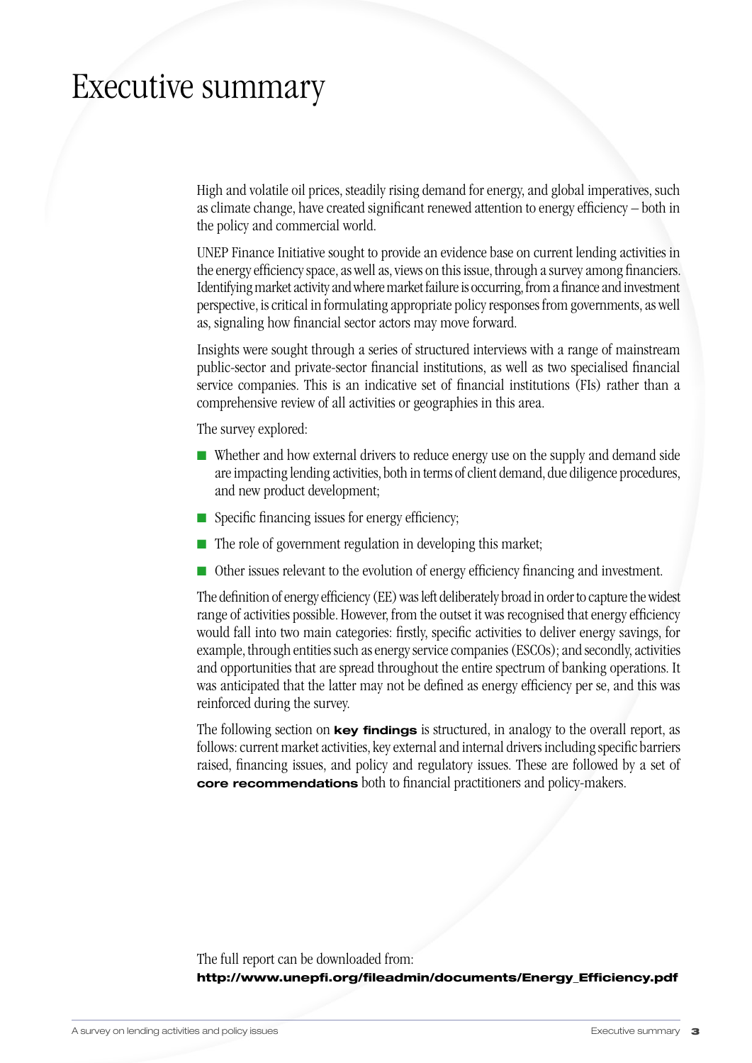# Executive summary

High and volatile oil prices, steadily rising demand for energy, and global imperatives, such as climate change, have created significant renewed attention to energy efficiency – both in the policy and commercial world.

UNEP Finance Initiative sought to provide an evidence base on current lending activities in the energy efficiency space, as well as, views on this issue, through a survey among financiers. Identifying market activity and where market failure is occurring, from a finance and investment perspective, is critical in formulating appropriate policy responses from governments, as well as, signaling how financial sector actors may move forward.

Insights were sought through a series of structured interviews with a range of mainstream public-sector and private-sector financial institutions, as well as two specialised financial service companies. This is an indicative set of financial institutions (FIs) rather than a comprehensive review of all activities or geographies in this area.

The survey explored:

- Whether and how external drivers to reduce energy use on the supply and demand side are impacting lending activities, both in terms of client demand, due diligence procedures, and new product development;
- Specific financing issues for energy efficiency;
- The role of government regulation in developing this market;
- Other issues relevant to the evolution of energy efficiency financing and investment.

The definition of energy efficiency (EE) was left deliberately broad in order to capture the widest range of activities possible. However, from the outset it was recognised that energy efficiency would fall into two main categories: firstly, specific activities to deliver energy savings, for example, through entities such as energy service companies (ESCOs); and secondly, activities and opportunities that are spread throughout the entire spectrum of banking operations. It was anticipated that the latter may not be defined as energy efficiency per se, and this was reinforced during the survey.

The following section on **key findings** is structured, in analogy to the overall report, as follows: current market activities, key external and internal drivers including specific barriers raised, financing issues, and policy and regulatory issues. These are followed by a set of **core recommendations** both to financial practitioners and policy-makers.

The full report can be downloaded from:
**http://www.unepfi.org/fileadmin/documents/Energy_Efficiency.pdf**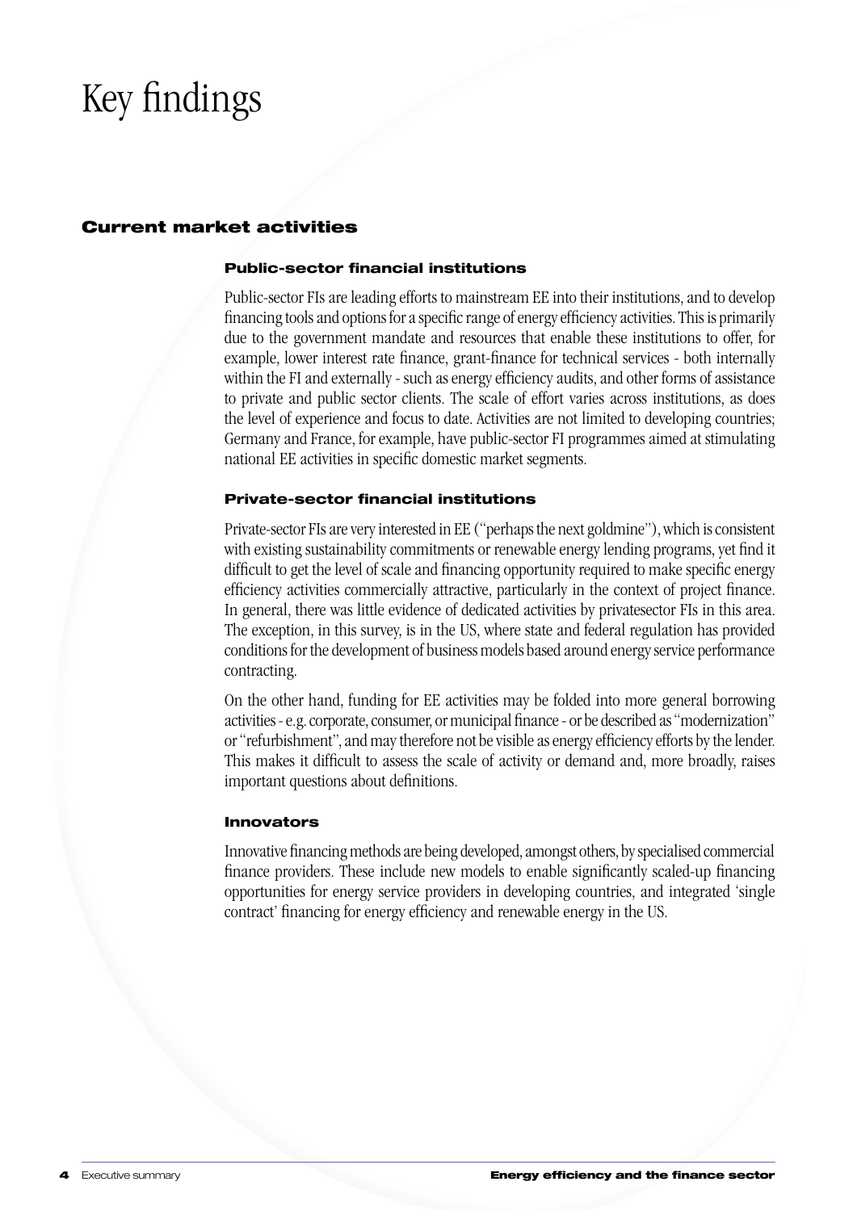# Key findings

## Current market activities

### Public-sector financial institutions

Public-sector FIs are leading efforts to mainstream EE into their institutions, and to develop financing tools and options for a specific range of energy efficiency activities. This is primarily due to the government mandate and resources that enable these institutions to offer, for example, lower interest rate finance, grant-finance for technical services - both internally within the FI and externally - such as energy efficiency audits, and other forms of assistance to private and public sector clients. The scale of effort varies across institutions, as does the level of experience and focus to date. Activities are not limited to developing countries; Germany and France, for example, have public-sector FI programmes aimed at stimulating national EE activities in specific domestic market segments.

### Private-sector financial institutions

Private-sector FIs are very interested in EE ("perhaps the next goldmine"), which is consistent with existing sustainability commitments or renewable energy lending programs, yet find it difficult to get the level of scale and financing opportunity required to make specific energy efficiency activities commercially attractive, particularly in the context of project finance. In general, there was little evidence of dedicated activities by privatesector FIs in this area. The exception, in this survey, is in the US, where state and federal regulation has provided conditions for the development of business models based around energy service performance contracting.

On the other hand, funding for EE activities may be folded into more general borrowing activities - e.g. corporate, consumer, or municipal finance - or be described as "modernization" or "refurbishment", and may therefore not be visible as energy efficiency efforts by the lender. This makes it difficult to assess the scale of activity or demand and, more broadly, raises important questions about definitions.

### Innovators

Innovative financing methods are being developed, amongst others, by specialised commercial finance providers. These include new models to enable significantly scaled-up financing opportunities for energy service providers in developing countries, and integrated 'single contract' financing for energy efficiency and renewable energy in the US.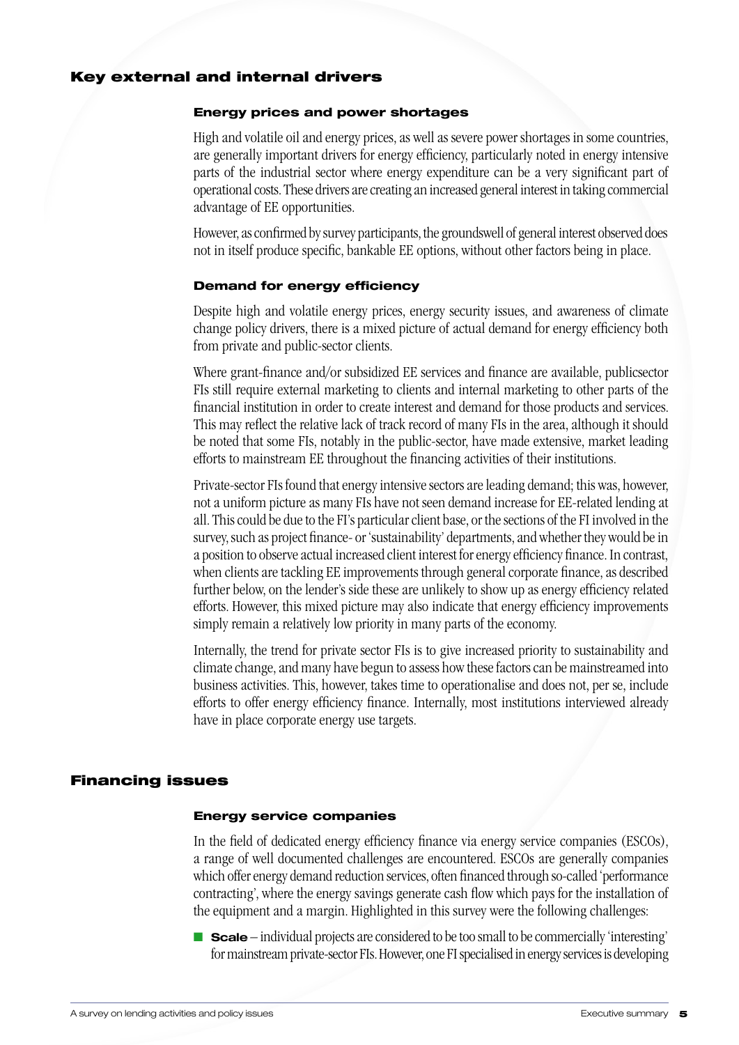## Key external and internal drivers

### Energy prices and power shortages

High and volatile oil and energy prices, as well as severe power shortages in some countries, are generally important drivers for energy efficiency, particularly noted in energy intensive parts of the industrial sector where energy expenditure can be a very significant part of operational costs. These drivers are creating an increased general interest in taking commercial advantage of EE opportunities.

However, as confirmed by survey participants, the groundswell of general interest observed does not in itself produce specific, bankable EE options, without other factors being in place.

### Demand for energy efficiency

Despite high and volatile energy prices, energy security issues, and awareness of climate change policy drivers, there is a mixed picture of actual demand for energy efficiency both from private and public-sector clients.

Where grant-finance and/or subsidized EE services and finance are available, publicsector FIs still require external marketing to clients and internal marketing to other parts of the financial institution in order to create interest and demand for those products and services. This may reflect the relative lack of track record of many FIs in the area, although it should be noted that some FIs, notably in the public-sector, have made extensive, market leading efforts to mainstream EE throughout the financing activities of their institutions.

Private-sector FIs found that energy intensive sectors are leading demand; this was, however, not a uniform picture as many FIs have not seen demand increase for EE-related lending at all. This could be due to the FI's particular client base, or the sections of the FI involved in the survey, such as project finance- or 'sustainability' departments, and whether they would be in a position to observe actual increased client interest for energy efficiency finance. In contrast, when clients are tackling EE improvements through general corporate finance, as described further below, on the lender's side these are unlikely to show up as energy efficiency related efforts. However, this mixed picture may also indicate that energy efficiency improvements simply remain a relatively low priority in many parts of the economy.

Internally, the trend for private sector FIs is to give increased priority to sustainability and climate change, and many have begun to assess how these factors can be mainstreamed into business activities. This, however, takes time to operationalise and does not, per se, include efforts to offer energy efficiency finance. Internally, most institutions interviewed already have in place corporate energy use targets.

## Financing issues

### Energy service companies

In the field of dedicated energy efficiency finance via energy service companies (ESCOs), a range of well documented challenges are encountered. ESCOs are generally companies which offer energy demand reduction services, often financed through so-called 'performance contracting', where the energy savings generate cash flow which pays for the installation of the equipment and a margin. Highlighted in this survey were the following challenges:

- **Scale** – individual projects are considered to be too small to be commercially 'interesting' for mainstream private-sector FIs. However, one FI specialised in energy services is developing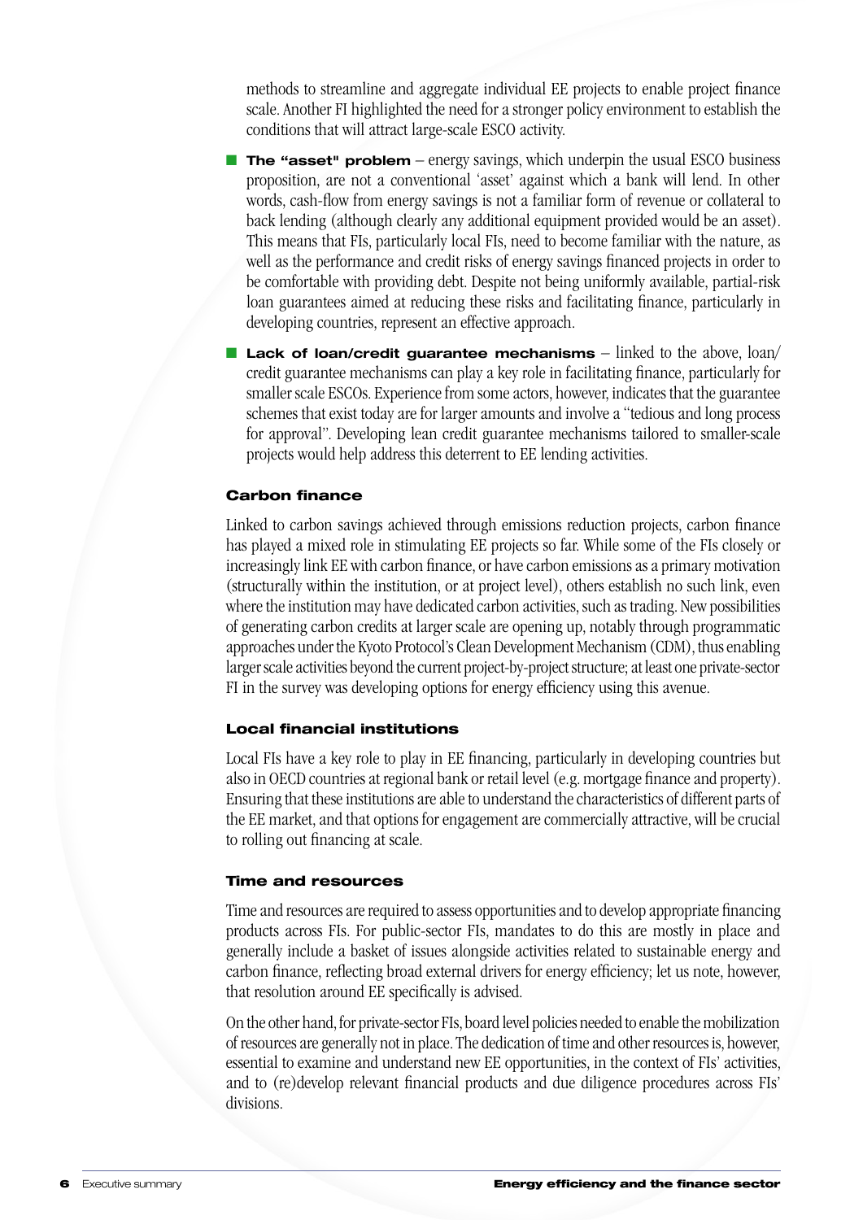methods to streamline and aggregate individual EE projects to enable project finance scale. Another FI highlighted the need for a stronger policy environment to establish the conditions that will attract large-scale ESCO activity.

- **The "asset" problem** – energy savings, which underpin the usual ESCO business proposition, are not a conventional 'asset' against which a bank will lend. In other words, cash-flow from energy savings is not a familiar form of revenue or collateral to back lending (although clearly any additional equipment provided would be an asset). This means that FIs, particularly local FIs, need to become familiar with the nature, as well as the performance and credit risks of energy savings financed projects in order to be comfortable with providing debt. Despite not being uniformly available, partial-risk loan guarantees aimed at reducing these risks and facilitating finance, particularly in developing countries, represent an effective approach.
- **Lack of loan/credit guarantee mechanisms** – linked to the above, loan/credit guarantee mechanisms can play a key role in facilitating finance, particularly for smaller scale ESCOs. Experience from some actors, however, indicates that the guarantee schemes that exist today are for larger amounts and involve a "tedious and long process for approval". Developing lean credit guarantee mechanisms tailored to smaller-scale projects would help address this deterrent to EE lending activities.

### Carbon finance

Linked to carbon savings achieved through emissions reduction projects, carbon finance has played a mixed role in stimulating EE projects so far. While some of the FIs closely or increasingly link EE with carbon finance, or have carbon emissions as a primary motivation (structurally within the institution, or at project level), others establish no such link, even where the institution may have dedicated carbon activities, such as trading. New possibilities of generating carbon credits at larger scale are opening up, notably through programmatic approaches under the Kyoto Protocol's Clean Development Mechanism (CDM), thus enabling larger scale activities beyond the current project-by-project structure; at least one private-sector FI in the survey was developing options for energy efficiency using this avenue.

### Local financial institutions

Local FIs have a key role to play in EE financing, particularly in developing countries but also in OECD countries at regional bank or retail level (e.g. mortgage finance and property). Ensuring that these institutions are able to understand the characteristics of different parts of the EE market, and that options for engagement are commercially attractive, will be crucial to rolling out financing at scale.

### Time and resources

Time and resources are required to assess opportunities and to develop appropriate financing products across FIs. For public-sector FIs, mandates to do this are mostly in place and generally include a basket of issues alongside activities related to sustainable energy and carbon finance, reflecting broad external drivers for energy efficiency; let us note, however, that resolution around EE specifically is advised.

On the other hand, for private-sector FIs, board level policies needed to enable the mobilization of resources are generally not in place. The dedication of time and other resources is, however, essential to examine and understand new EE opportunities, in the context of FIs' activities, and to (re)develop relevant financial products and due diligence procedures across FIs' divisions.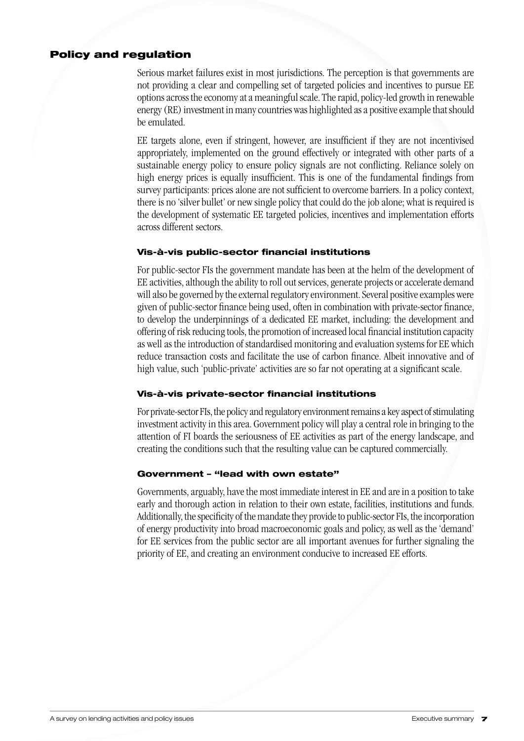## Policy and regulation

Serious market failures exist in most jurisdictions. The perception is that governments are not providing a clear and compelling set of targeted policies and incentives to pursue EE options across the economy at a meaningful scale. The rapid, policy-led growth in renewable energy (RE) investment in many countries was highlighted as a positive example that should be emulated.

EE targets alone, even if stringent, however, are insufficient if they are not incentivised appropriately, implemented on the ground effectively or integrated with other parts of a sustainable energy policy to ensure policy signals are not conflicting. Reliance solely on high energy prices is equally insufficient. This is one of the fundamental findings from survey participants: prices alone are not sufficient to overcome barriers. In a policy context, there is no 'silver bullet' or new single policy that could do the job alone; what is required is the development of systematic EE targeted policies, incentives and implementation efforts across different sectors.

### Vis-à-vis public-sector financial institutions

For public-sector FIs the government mandate has been at the helm of the development of EE activities, although the ability to roll out services, generate projects or accelerate demand will also be governed by the external regulatory environment. Several positive examples were given of public-sector finance being used, often in combination with private-sector finance, to develop the underpinnings of a dedicated EE market, including: the development and offering of risk reducing tools, the promotion of increased local financial institution capacity as well as the introduction of standardised monitoring and evaluation systems for EE which reduce transaction costs and facilitate the use of carbon finance. Albeit innovative and of high value, such 'public-private' activities are so far not operating at a significant scale.

### Vis-à-vis private-sector financial institutions

For private-sector FIs, the policy and regulatory environment remains a key aspect of stimulating investment activity in this area. Government policy will play a central role in bringing to the attention of FI boards the seriousness of EE activities as part of the energy landscape, and creating the conditions such that the resulting value can be captured commercially.

### Government – "lead with own estate"

Governments, arguably, have the most immediate interest in EE and are in a position to take early and thorough action in relation to their own estate, facilities, institutions and funds. Additionally, the specificity of the mandate they provide to public-sector FIs, the incorporation of energy productivity into broad macroeconomic goals and policy, as well as the 'demand' for EE services from the public sector are all important avenues for further signaling the priority of EE, and creating an environment conducive to increased EE efforts.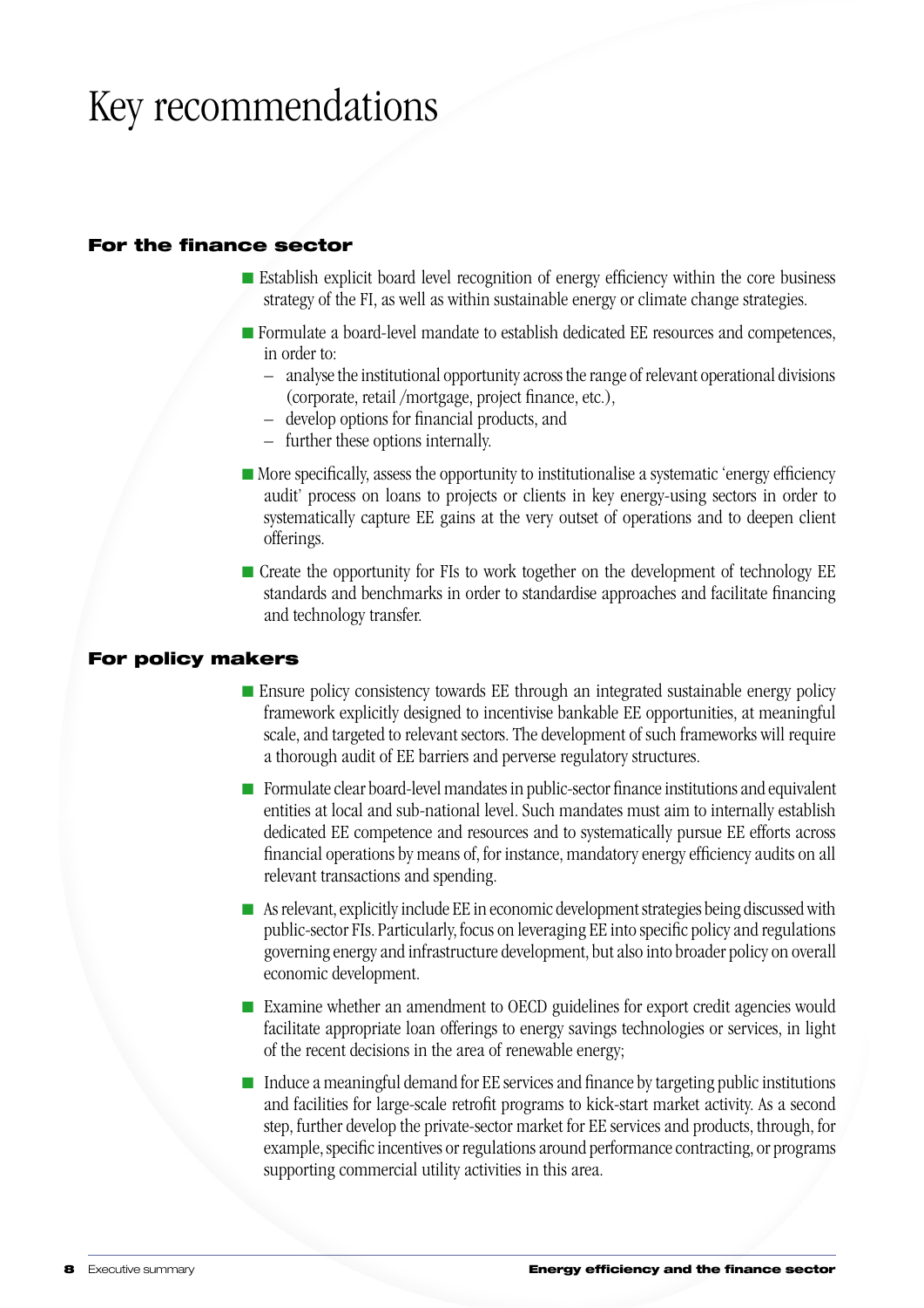# Key recommendations

## For the finance sector

- Establish explicit board level recognition of energy efficiency within the core business strategy of the FI, as well as within sustainable energy or climate change strategies.
- Formulate a board-level mandate to establish dedicated EE resources and competences, in order to:
  - analyse the institutional opportunity across the range of relevant operational divisions (corporate, retail /mortgage, project finance, etc.),
  - develop options for financial products, and
  - further these options internally.
- More specifically, assess the opportunity to institutionalise a systematic 'energy efficiency audit' process on loans to projects or clients in key energy-using sectors in order to systematically capture EE gains at the very outset of operations and to deepen client offerings.
- Create the opportunity for FIs to work together on the development of technology EE standards and benchmarks in order to standardise approaches and facilitate financing and technology transfer.

## For policy makers

- Ensure policy consistency towards EE through an integrated sustainable energy policy framework explicitly designed to incentivise bankable EE opportunities, at meaningful scale, and targeted to relevant sectors. The development of such frameworks will require a thorough audit of EE barriers and perverse regulatory structures.
- Formulate clear board-level mandates in public-sector finance institutions and equivalent entities at local and sub-national level. Such mandates must aim to internally establish dedicated EE competence and resources and to systematically pursue EE efforts across financial operations by means of, for instance, mandatory energy efficiency audits on all relevant transactions and spending.
- As relevant, explicitly include EE in economic development strategies being discussed with public-sector FIs. Particularly, focus on leveraging EE into specific policy and regulations governing energy and infrastructure development, but also into broader policy on overall economic development.
- Examine whether an amendment to OECD guidelines for export credit agencies would facilitate appropriate loan offerings to energy savings technologies or services, in light of the recent decisions in the area of renewable energy;
- Induce a meaningful demand for EE services and finance by targeting public institutions and facilities for large-scale retrofit programs to kick-start market activity. As a second step, further develop the private-sector market for EE services and products, through, for example, specific incentives or regulations around performance contracting, or programs supporting commercial utility activities in this area.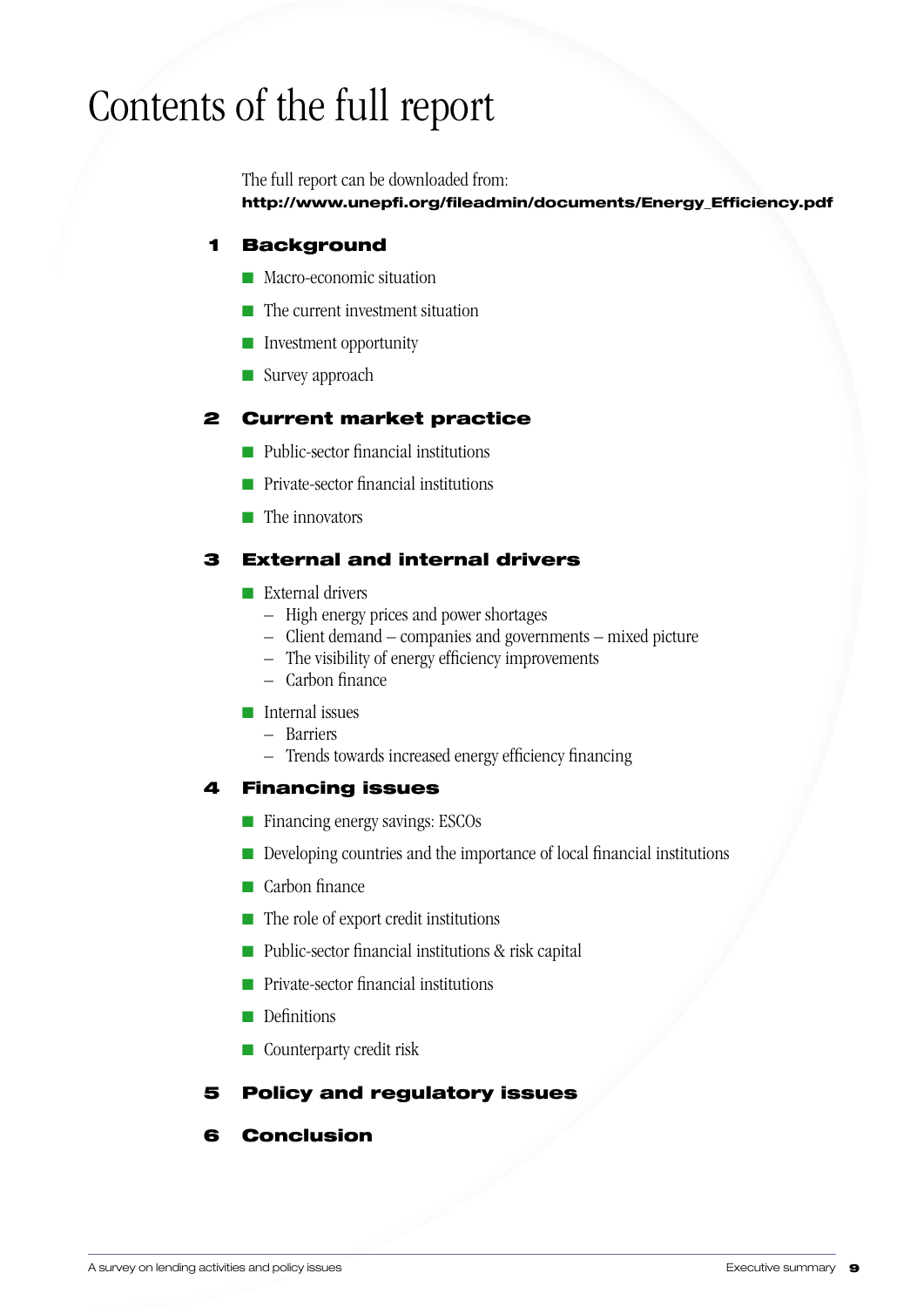# Contents of the full report

The full report can be downloaded from:
**http://www.unepfi.org/fileadmin/documents/Energy_Efficiency.pdf**

## 1 Background

- Macro-economic situation
- The current investment situation
- Investment opportunity
- Survey approach

## 2 Current market practice

- Public-sector financial institutions
- Private-sector financial institutions
- The innovators

## 3 External and internal drivers

- External drivers
  - High energy prices and power shortages
  - Client demand – companies and governments – mixed picture
  - The visibility of energy efficiency improvements
  - Carbon finance
- Internal issues
  - Barriers
  - Trends towards increased energy efficiency financing

## 4 Financing issues

- Financing energy savings: ESCOs
- Developing countries and the importance of local financial institutions
- Carbon finance
- The role of export credit institutions
- Public-sector financial institutions & risk capital
- Private-sector financial institutions
- Definitions
- Counterparty credit risk

## 5 Policy and regulatory issues

## 6 Conclusion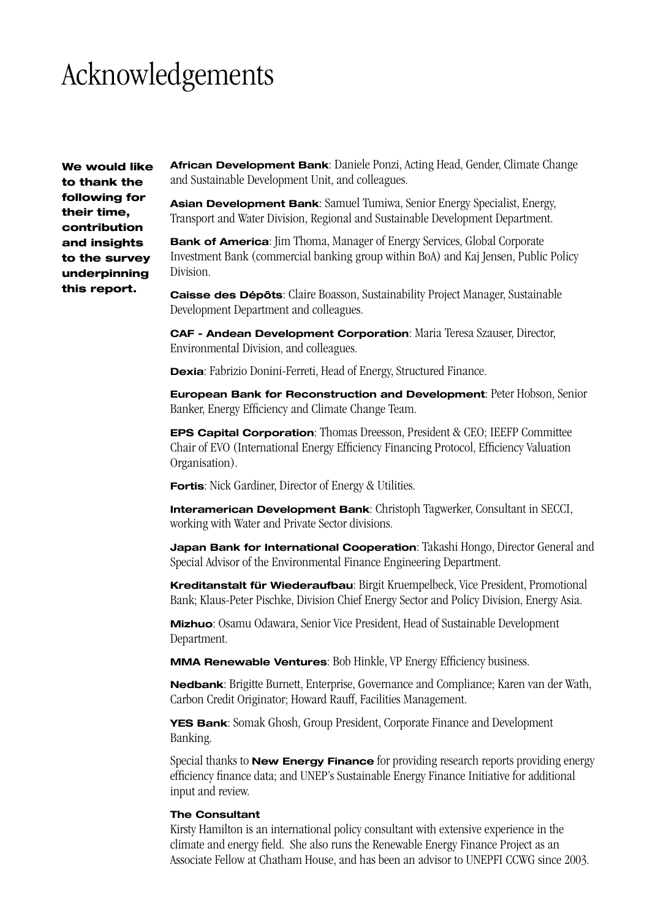# Acknowledgements

**We would like to thank the following for their time, contribution and insights to the survey underpinning this report.**

**African Development Bank**: Daniele Ponzi, Acting Head, Gender, Climate Change and Sustainable Development Unit, and colleagues.

**Asian Development Bank**: Samuel Tumiwa, Senior Energy Specialist, Energy, Transport and Water Division, Regional and Sustainable Development Department.

**Bank of America**: Jim Thoma, Manager of Energy Services, Global Corporate Investment Bank (commercial banking group within BoA) and Kaj Jensen, Public Policy Division.

**Caisse des Dépôts**: Claire Boasson, Sustainability Project Manager, Sustainable Development Department and colleagues.

**CAF - Andean Development Corporation**: Maria Teresa Szauser, Director, Environmental Division, and colleagues.

**Dexia**: Fabrizio Donini-Ferreti, Head of Energy, Structured Finance.

**European Bank for Reconstruction and Development**: Peter Hobson, Senior Banker, Energy Efficiency and Climate Change Team.

**EPS Capital Corporation**: Thomas Dreesson, President & CEO; IEEFP Committee Chair of EVO (International Energy Efficiency Financing Protocol, Efficiency Valuation Organisation).

**Fortis**: Nick Gardiner, Director of Energy & Utilities.

**Interamerican Development Bank**: Christoph Tagwerker, Consultant in SECCI, working with Water and Private Sector divisions.

**Japan Bank for International Cooperation**: Takashi Hongo, Director General and Special Advisor of the Environmental Finance Engineering Department.

**Kreditanstalt für Wiederaufbau**: Birgit Kruempelbeck, Vice President, Promotional Bank; Klaus-Peter Pischke, Division Chief Energy Sector and Policy Division, Energy Asia.

**Mizhuo**: Osamu Odawara, Senior Vice President, Head of Sustainable Development Department.

**MMA Renewable Ventures**: Bob Hinkle, VP Energy Efficiency business.

**Nedbank**: Brigitte Burnett, Enterprise, Governance and Compliance; Karen van der Wath, Carbon Credit Originator; Howard Rauff, Facilities Management.

**YES Bank**: Somak Ghosh, Group President, Corporate Finance and Development Banking.

Special thanks to **New Energy Finance** for providing research reports providing energy efficiency finance data; and UNEP's Sustainable Energy Finance Initiative for additional input and review.

**The Consultant**

Kirsty Hamilton is an international policy consultant with extensive experience in the climate and energy field. She also runs the Renewable Energy Finance Project as an Associate Fellow at Chatham House, and has been an advisor to UNEPFI CCWG since 2003.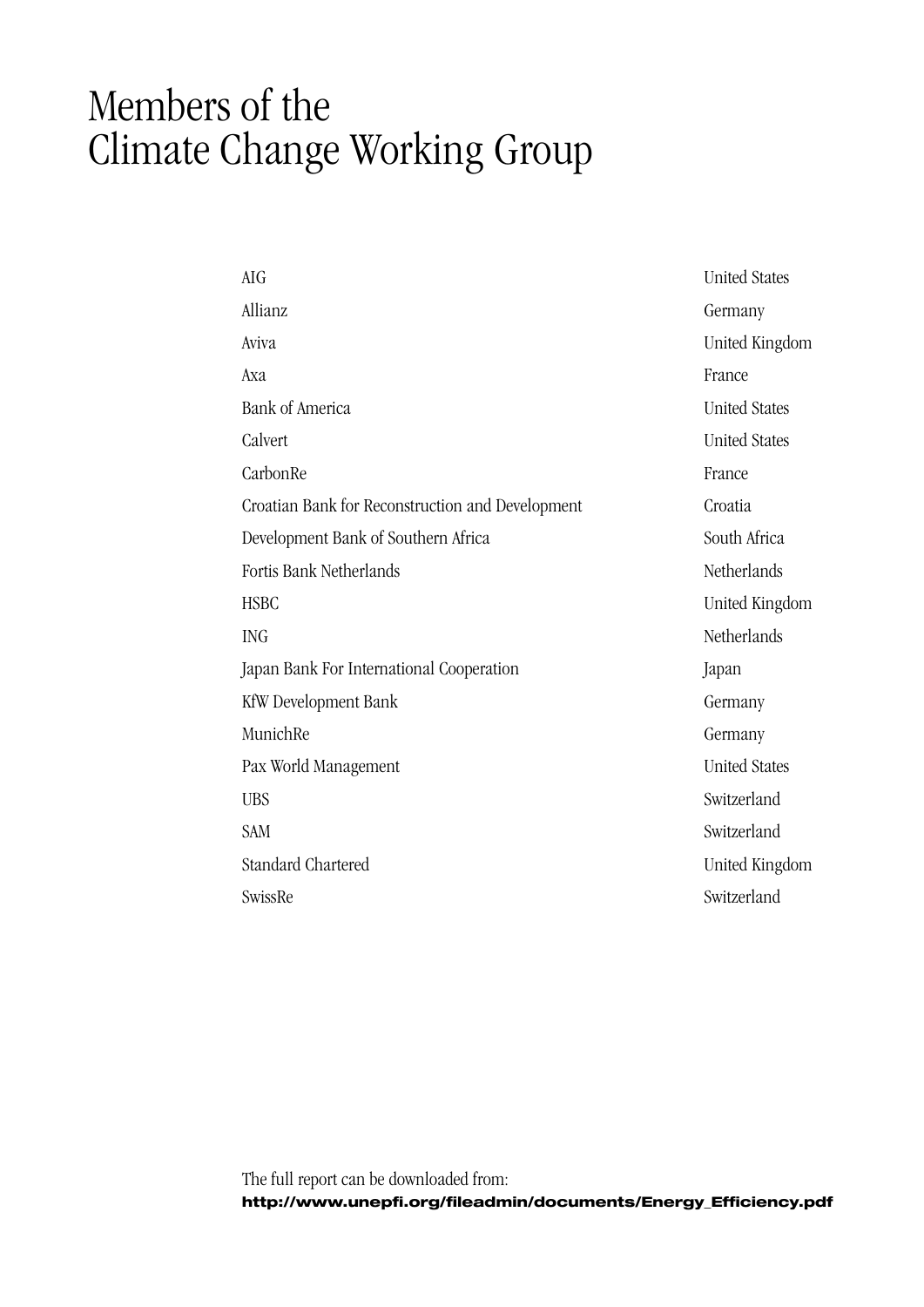# Members of the Climate Change Working Group

| | |
|---|---|
| AIG | United States |
| Allianz | Germany |
| Aviva | United Kingdom |
| Axa | France |
| Bank of America | United States |
| Calvert | United States |
| CarbonRe | France |
| Croatian Bank for Reconstruction and Development | Croatia |
| Development Bank of Southern Africa | South Africa |
| Fortis Bank Netherlands | Netherlands |
| HSBC | United Kingdom |
| ING | Netherlands |
| Japan Bank For International Cooperation | Japan |
| KfW Development Bank | Germany |
| MunichRe | Germany |
| Pax World Management | United States |
| UBS | Switzerland |
| SAM | Switzerland |
| Standard Chartered | United Kingdom |
| SwissRe | Switzerland |

The full report can be downloaded from:
**http://www.unepfi.org/fileadmin/documents/Energy_Efficiency.pdf**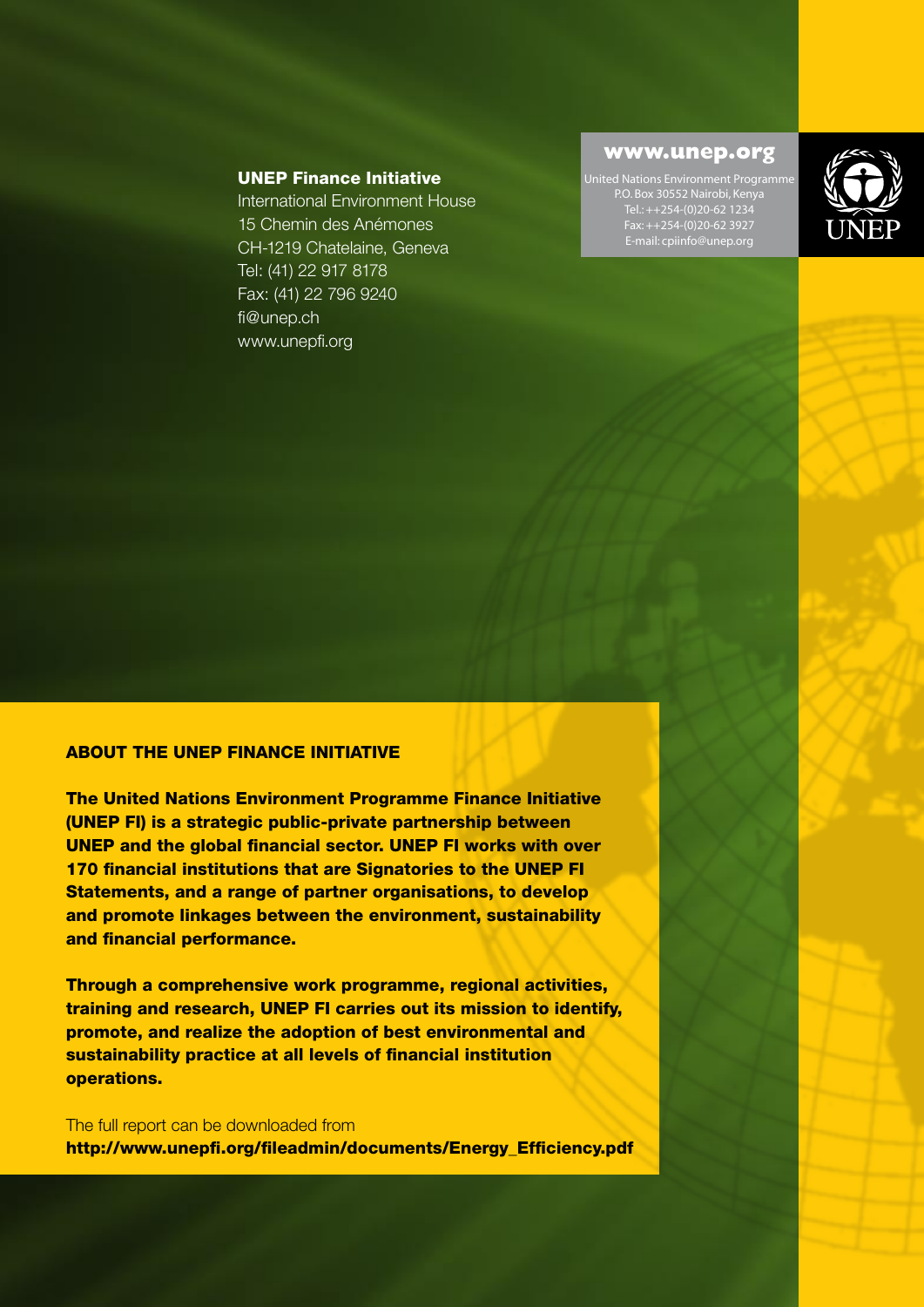**UNEP Finance Initiative**
International Environment House
15 Chemin des Anémones
CH-1219 Chatelaine, Geneva
Tel: (41) 22 917 8178
Fax: (41) 22 796 9240
fi@unep.ch
www.unepfi.org

**www.unep.org**

United Nations Environment Programme
P.O. Box 30552 Nairobi, Kenya
Tel.: ++254-(0)20-62 1234
Fax: ++254-(0)20-62 3927
E-mail: cpiinfo@unep.org

UNEP

## ABOUT THE UNEP FINANCE INITIATIVE

**The United Nations Environment Programme Finance Initiative (UNEP FI) is a strategic public-private partnership between UNEP and the global financial sector. UNEP FI works with over 170 financial institutions that are Signatories to the UNEP FI Statements, and a range of partner organisations, to develop and promote linkages between the environment, sustainability and financial performance.**

**Through a comprehensive work programme, regional activities, training and research, UNEP FI carries out its mission to identify, promote, and realize the adoption of best environmental and sustainability practice at all levels of financial institution operations.**

The full report can be downloaded from
**http://www.unepfi.org/fileadmin/documents/Energy_Efficiency.pdf**